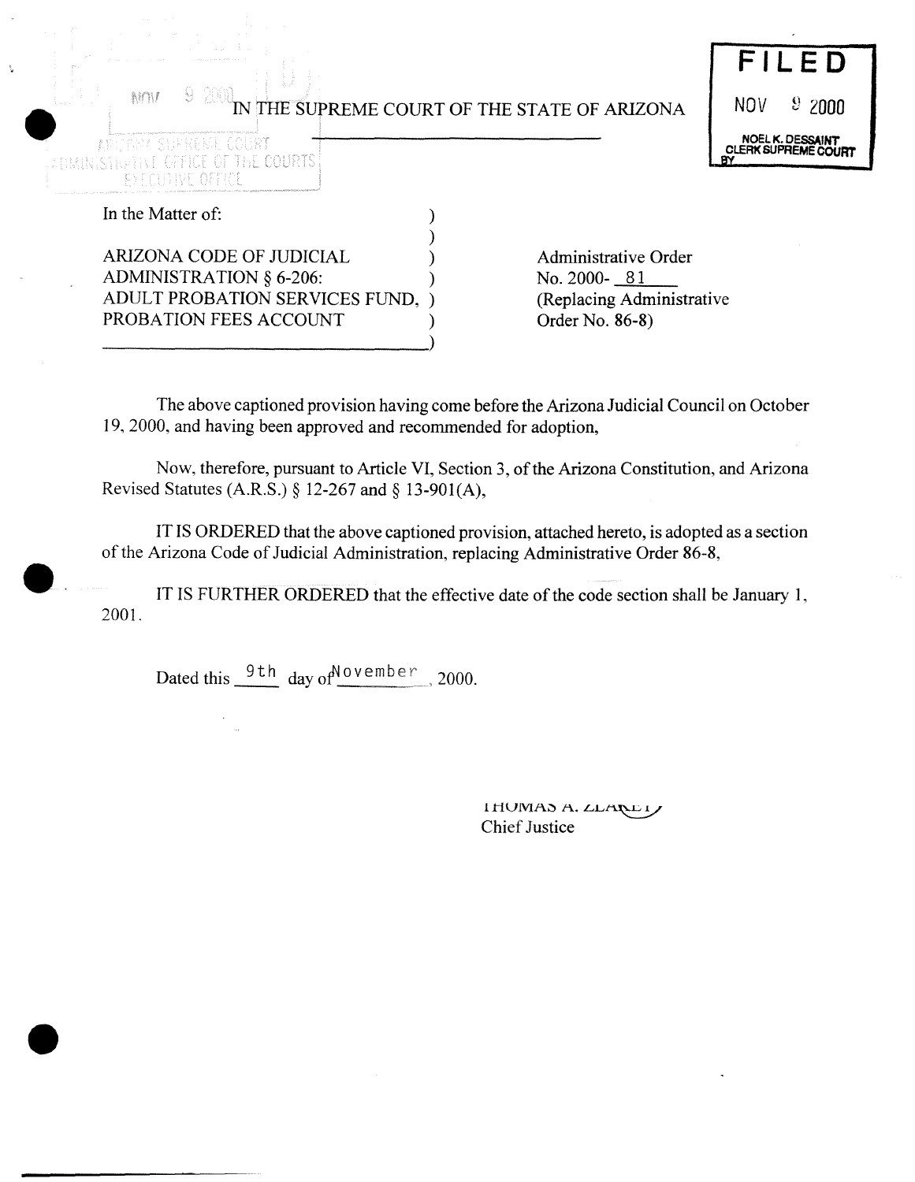FILED

NOV 9 2000

NOEL K. DESSAINT
CLERK SUPREME COURT
BY

IN THE SUPREME COURT OF THE STATE OF ARIZONA

In the Matter of:

ARIZONA CODE OF JUDICIAL ADMINISTRATION § 6-206: ADULT PROBATION SERVICES FUND, PROBATION FEES ACCOUNT

Administrative Order No. 2000- 81
(Replacing Administrative Order No. 86-8)

The above captioned provision having come before the Arizona Judicial Council on October 19, 2000, and having been approved and recommended for adoption,

Now, therefore, pursuant to Article VI, Section 3, of the Arizona Constitution, and Arizona Revised Statutes (A.R.S.) § 12-267 and § 13-901(A),

IT IS ORDERED that the above captioned provision, attached hereto, is adopted as a section of the Arizona Code of Judicial Administration, replacing Administrative Order 86-8,

IT IS FURTHER ORDERED that the effective date of the code section shall be January 1, 2001.

Dated this 9th day of November, 2000.

THOMAS A. ZLAKET
Chief Justice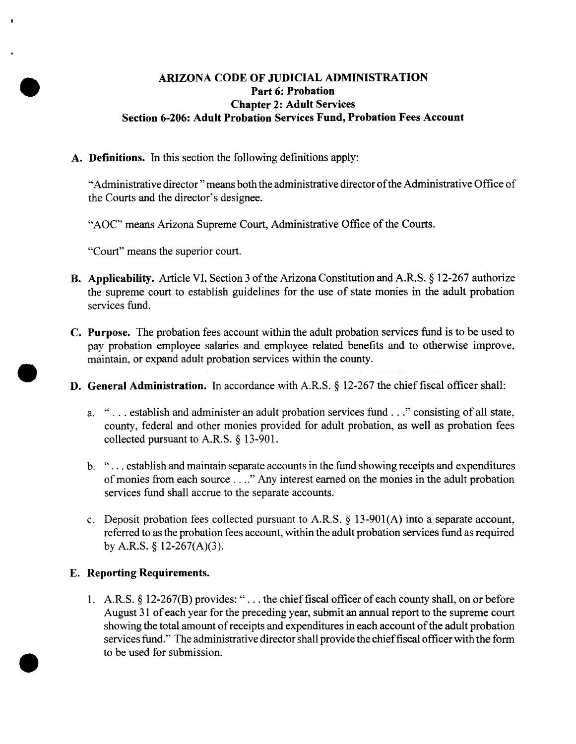# ARIZONA CODE OF JUDICIAL ADMINISTRATION
## Part 6: Probation
## Chapter 2: Adult Services
## Section 6-206: Adult Probation Services Fund, Probation Fees Account

**A. Definitions.** In this section the following definitions apply:

"Administrative director" means both the administrative director of the Administrative Office of the Courts and the director's designee.

"AOC" means Arizona Supreme Court, Administrative Office of the Courts.

"Court" means the superior court.

**B. Applicability.** Article VI, Section 3 of the Arizona Constitution and A.R.S. § 12-267 authorize the supreme court to establish guidelines for the use of state monies in the adult probation services fund.

**C. Purpose.** The probation fees account within the adult probation services fund is to be used to pay probation employee salaries and employee related benefits and to otherwise improve, maintain, or expand adult probation services within the county.

**D. General Administration.** In accordance with A.R.S. § 12-267 the chief fiscal officer shall:

a. " . . . establish and administer an adult probation services fund . . ." consisting of all state, county, federal and other monies provided for adult probation, as well as probation fees collected pursuant to A.R.S. § 13-901.

b. ". . . establish and maintain separate accounts in the fund showing receipts and expenditures of monies from each source . . .." Any interest earned on the monies in the adult probation services fund shall accrue to the separate accounts.

c. Deposit probation fees collected pursuant to A.R.S. § 13-901(A) into a separate account, referred to as the probation fees account, within the adult probation services fund as required by A.R.S. § 12-267(A)(3).

**E. Reporting Requirements.**

1. A.R.S. § 12-267(B) provides: " . . . the chief fiscal officer of each county shall, on or before August 31 of each year for the preceding year, submit an annual report to the supreme court showing the total amount of receipts and expenditures in each account of the adult probation services fund." The administrative director shall provide the chief fiscal officer with the form to be used for submission.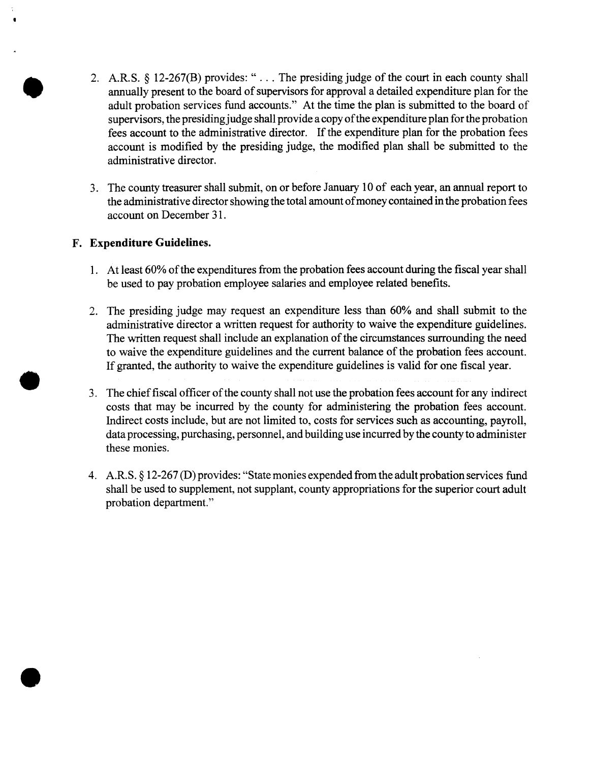2. A.R.S. § 12-267(B) provides: " . . . The presiding judge of the court in each county shall annually present to the board of supervisors for approval a detailed expenditure plan for the adult probation services fund accounts." At the time the plan is submitted to the board of supervisors, the presiding judge shall provide a copy of the expenditure plan for the probation fees account to the administrative director. If the expenditure plan for the probation fees account is modified by the presiding judge, the modified plan shall be submitted to the administrative director.

3. The county treasurer shall submit, on or before January 10 of each year, an annual report to the administrative director showing the total amount of money contained in the probation fees account on December 31.

**F. Expenditure Guidelines.**

1. At least 60% of the expenditures from the probation fees account during the fiscal year shall be used to pay probation employee salaries and employee related benefits.

2. The presiding judge may request an expenditure less than 60% and shall submit to the administrative director a written request for authority to waive the expenditure guidelines. The written request shall include an explanation of the circumstances surrounding the need to waive the expenditure guidelines and the current balance of the probation fees account. If granted, the authority to waive the expenditure guidelines is valid for one fiscal year.

3. The chief fiscal officer of the county shall not use the probation fees account for any indirect costs that may be incurred by the county for administering the probation fees account. Indirect costs include, but are not limited to, costs for services such as accounting, payroll, data processing, purchasing, personnel, and building use incurred by the county to administer these monies.

4. A.R.S. § 12-267 (D) provides: "State monies expended from the adult probation services fund shall be used to supplement, not supplant, county appropriations for the superior court adult probation department."